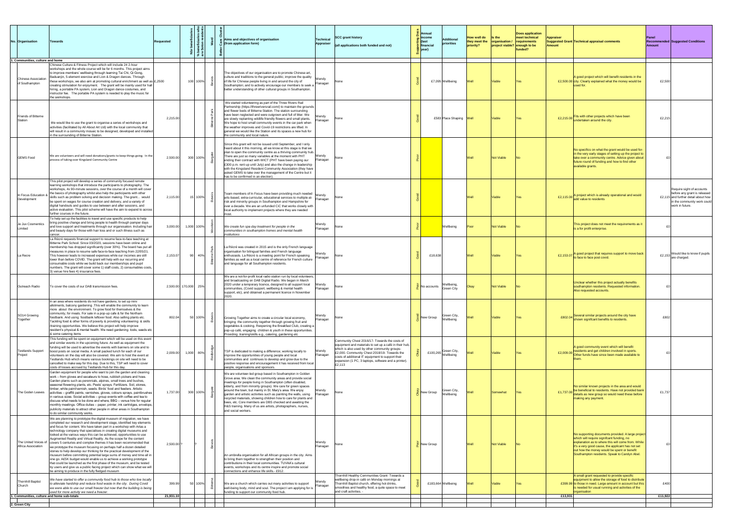| No. | Organisation | Towards | Requested | Nbr beneficiaries | % beneficiaries who are Soton resident | Ward | Better Care Cluster | Aims and objectives of organisation (from application form) | Technical Appraiser | SCC grant history (all applications both funded and not) | Supporting Docs | Annual income (last financial year) | Additional priorities | How well do they meet the priority? | Is the organisation / project viable? | Does application meet technical requirements enough to be funded? | Appraiser Suggested Grant Amount | Technical appraisal comments | Panel Recommended Amount | Suggested Conditions |
|---|---|---|---|---|---|---|---|---|---|---|---|---|---|---|---|---|---|---|---|---|
| **1. Communities, culture and home** | | | | | | | | | | | | | | | | | | | | |
| | Chinese Association of Southampton | Chinese Culture & Fitness Project which will include 24 2-hour workshops and the whole course will be for 6 months. This project aims to improve members' wellbeing through learning Tai Chi, Qi Gong, Baduanjin, 5-element exercise and Lion & Dragon dances. Through these workshops, we also aim at promoting cultural enrichment as well as creating stimulation for enjoyment. The grant will be mainly used for hall hiring, a portable PA system, Lion and Dragon dance costumes, and instructor fee. The portable PA system is needed to play the music for the workshops. | £2,500 | 100 | 100% | Bevois | | The objectives of our organisation are to promote Chinese art, culture and traditions to the general public; improve the quality of life for Chinese people living in and around the city of Southampton; and to actively encourage our members to seek a better understanding of other cultural groups in Southampton. | Wendy Flanagan | None | Good | £7,095 | Wellbeing | Well | Viable | Yes | £2,500.00 | A good project which will benefit residents in the city. Clearly explained what the money would be used for. | £2,500 | |
| | Friends of Bitterne Station | We would like to use the grant to organise a series of workshops and activities (facilitated by All About Art Ltd) with the local community that will result in a community mosaic to be designed, developed and installed in the surrounding of Bitterne Station. | 2,215.00 | | | Bitterne Park | | We started volunteering as part of the Three Rivers Rail Partnership (https://threeriversrail.com/) to maintain the grounds and flower beds of Bitterne Station. The station surrounding have been neglected and were outgrown and full of litter. We are slowly replanting wildlife friendly flowers and small plants. We hope to host small community events in the car park when the weather improves and Covid-19 restrictions are lifted. In general we would like the Station and its spaces a new hub for the community and local nature. | Wendy Flanagan | None | Good | £583 | Place Shaping | Well | Viable | Yes | £2,215.00 | Fits with other projects which have been undertaken around the city. | £2,215 | |
| | GEMS Food | We are volunteers and will need donations/grants to keep things going. In the process of taking over Kingsland Community Centre | 2,500.00 | 300 | 100% | Bargate | | Since this grant will not be issued until September, and I only heard about it this morning, all we know at this stage is that we plan to open the community centre as a thriving community hub. There are just so many variables at the moment with PHT ending their contract with WICT (PHT have been paying our £300 p.m. rent up until July) and also the change in leadership with the Kingsland Resident Community Association (they have asked GEMS to take over the management of the Centre but it has to be confirmed in an election). | Wendy Flanagan | None | Poor | | | Well | Not Viable | No | | No specifics on what the grant would be used for- in the very early stages of setting up the project to take over a community centre. Advice given about future round of funding and how to find other available grants. | £0 | |
| | In Focus Education & Development | This pilot project will develop a series of community focused remote learning workshops that introduce the participants to photography. The workshops, 4x 90-minute sessions, over the course of a month will cover the basics of photography whilst also help the participants with other skills such as problem solving and decision making. The grant... would be spent on wages for course creation and delivery; and a variety of digital handouts and guides to use between and after sessions, and active evaluation. This pilot scheme will have the aim to expand to across further courses in the future. | 2,115.00 | 15 | 100% | Bevois | | Team members of In Focus have been providing much needed arts-based, extra-curricular, educational services to multiple at-risk and minority groups in Southampton and Hampshire for over a decade. We are an unfunded CiC that works closely with local authority to implement projects where they are needed most. | Wendy Flanagan | None | Good | | | Well | Viable | Yes | £2,115.00 | A project which is already operational and would add value to residents | £2,115 | Require sight of accounts before any grant is released and further detail about how in the community work could work in future. |
| | Je Jux Cosmetics Limited | To help set up the facilities to travel and use specific products to help bring positive change and bring people to health through pamper days and love support and treatments through our organosation. Including hair and beauty days for those with hair loss and or such illness such as cancer. | 3,000.00 | 1,000 | 100% | Woolston | | *We create fun spa day treatment for people in the communities in southampton homes and mental health institutions* | Wendy Flanagan | None | Poor | | Wellbeing | Poor | Not Viable | No | | This project does not meet the requirements as it is a for profit enterprise. | £0 | |
| | La Recre | La Récré requests financial support to resume face-to-face teaching at Bitterne Park School. Since 03/2020, sessions have been online and membership has dropped significantly (over 30%). The board has put all measures in place to resume safe face-to-face teaching from 22/05/21. This however leads to increased expenses while our incomes are still lower than before COVD. The grant will help with our recurring and consumable costs while we build back our memberships and pupil numbers. The grant will cover some 1) staff costs, 2) consumables costs, 3) venue hire fees 4) insurance fees. | 2,153.07 | 90 | 40% | Bitterne Park | | La Récré was created in 2015 and is the only French language organisation for bilingual families and French language enthusiasts. La Récré is a meeting point for French speaking families as well as a local centre of reference for French culture and language for all Southampton residents. | Wendy Flanagan | None | Good | £18,638 | | Well | Viable | Yes | £2,153.07 | A good project that requires support to move back to face to face post covid. | £2,153 | Would like to know if pupils are charged. |
| | Outreach Radio | To cover the costs of our DAB transmission fees. | 2,500.00 | 170,000 | 25% | | | We are a not-for-profit local radio station run by local volunteers, and broadcasting on DAB Digital Radio. We began in March 2020 under a temporary licence, designed to all support local communities, (Covid support, wellbeing & mental health support, etc), and obtained a permanent licence in November 2020. | Wendy Flanagan | None | Poor | No accounts | Wellbeing, Green City | Okay | Not Viable | No | | Unclear whether this project actually benefits southampton residents. Requested information. Also requested accounts. | £0 | |
| | SO14 Growing Together | In an area where residents do not have gardens; to set up mini allotments, balcony gardening. This will enable the community to learn more about the environment. To grow food for themselves & the community, for meals. For sale in a pop-up cafe & for the Northam foodbank. And using foodbank leftover food. Also selling plants etc. Tackling food & other forms of poverty & providing volunteering & skills /training opportunities. We believe this project will help improve resident's physical & mental health. We need gardening tools, seeds etc & some catering items | 802.04 | 50 | 100% | Bevois | | Growing Together aims to create a circular local economy, bringing the community together through growing fruit and vegetables & cooking. Reopening the Breakfast Club, creating a pop-up café, engaging children & youth in these opportunities. Providing training/skills e.g., catering, gardening etc | Wendy Flanagan | None | Good | New Group | Green City, Wellbeing | Well | Viable | Yes | £802.04 | Several similar projects around the city have shown significant benefits to residents. | £802 | |
| | Testlands Support Project | This funding will be spent on equipment which will be used on this event and similar events in the upcoming future. As well as equipment the funding will be used to advertise the events with banners on site and to boost posts on social media. A small packed lunch for each of our volunteers on the day will also be covered. We aim to host the event at Testlands Hub which means various bookings on site will need to be cancelled to make way for this day. Due to this, TSP will need to cover costs of losses accrued by Testlands Hub for this day. | 2,009.00 | 1,000 | 80% | Redbridge | | TSP is dedicated to making a difference; working locally to improve the opportunities of young people and local communities and continues to develop and grow due to the positive response and encouragement it has received from local people, organisations and sponsors. | Wendy Flanagan | Community Chest 2016/17- Towards the costs of equipment and materials to set up a café in their hub, which is also used by other community groups- £2,000. Community Chest 2018/19- Towards the costs of additional IT equipment to support their expansion (1 PC, 3 laptops, software and a printer). £2,113 | Okay | £100,265 | Green City, Wellbeing | Well | Viable | Yes | £2,009.00 | A good community event which will benefit residents and get children involved in sports. Other funds have since been made available to them. | £0 | |
| | The Goden Leaves | Garden equipment for people who want to join the garden and cleaning work – from gloves and secateurs to hose, rubbish pickers and hoes. Garden plants such as perennials, alpines, small trees and bushes, seasonal flowering plants, etc. Pests' sprays. Fertilizers. Soil, stones, timber, white paint/varnish, seeds. Birds' food and feeders. Artistic activities – graffiti paints, varnishes, gloves, colours sprays, paintbrushes in various sizes. Social activities – group events with coffee and tea to discuss what needs to be done and where, BBQ – venue hire for regular monthly meetings. Office duties – paper, printer, ink cartridges, envelops, publicity materials to attract other people in other areas in Southampton to do similar community works. | 1,737.00 | 300 | 100% | Bargate | | We are volunteer-led group based in Southampton in Golden Grove area. We clean the community areas and provide social meetings for people living in Southampton (often disabled, elderly, and from minority groups). We care for green spaces around the town, but mainly in St. Mary's area. We enjoy garden and artistic activities such as painting the walls, using recycled materials, showing children how to care for plants and bees, etc. Core members are DBS checked and awaiting the H&S training. Many of us are artists, photographers, nurses, and social workers. | Wendy Flanagan | None | Okay | New Group | Green City, Wellbeing | Well | Somewhat | Yes | £1,737.00 | No similar known projects in the area and would be beneficial to residents. Have not provided bank details as new group so would need these before making any payment. | £1,737 | |
| | The United Voices of Africa Association | We are planning to prototype the digital museum of migration, we have completed our research and development stage, identified key elements and focus for content. We have taken part in a workshop with Arias a technology company that specialises in creating digital museums and looked at the various ways this can be achieved, opportunities to use Augmented Reality and Virtual Reality. As the scope for the content covers 5 centuries and complex themes it has been recommended that we prototype the museum focusing on perhaps half a dozen detailed stories to help develop our thinking for the practical development of the museum before committing potential large sums of money and time all in one go. AESK budget would enable us to achieve a working prototype that could be launched as the first phase of the museum, and be tested by users and give us a public facing project which can show what we will be aiming to produce in the fully fledged museum | 2,500.00 | ? | ? | Bevois | | An umbrella organisation for all African groups in the city. Aims to bring them together to strengthen their position and contributions in their local communities. TUVAA's cultural events, workshops and its centre inspire and promote social connections and enhance life skills - £912. | Wendy Flanagan | None | Poor | New Group | | Well | Not Viable | No | | No supporting documents provided. A large project which will require significant funding, no explanation as to where this will come from. While it's a very good cause, the applicant has not set out how the money would be spent or benefit Southampton residents. Speak to Carolyn Abel. | £0 | |
| | Thornhill Baptist Church | *We have started to offer a community food hub to those who live locally to alleviate hardship and reduce food waste in the city. During Covid we were able to use our small freezer but now that the building is being used for more activity we need a freezer.* | 399.99 | 50 | 100% | Bitterne | | We are a church which carries out many activities to support well-being body, mind and soul. The project I am applying for is funding to support our community food hub. | Wendy Flanagan | Thornhill Healthy Communities Grant- Towards a wellbeing drop-in café on Monday mornings at Thornhill Baptist church, offering hot drinks, smoothies and healthy food, a quite space to meet and craft activities. - | Good | £183,664 | Wellbeing | Well | Viable | Yes | £399.99 | A small grant requested to provide specific equipment to allow the storage of food to distribute to those in need. Large amount in account but this is needed for usual running and activities of the organisation | £400 | |
| **1. Communities, culture and home sub-totals** | | | 21,931.10 | | | | | | | | | | | | | | £13,931 | | £11,922 | |
| **2. Green City** | | | | | | | | | | | | | | | | | | | | |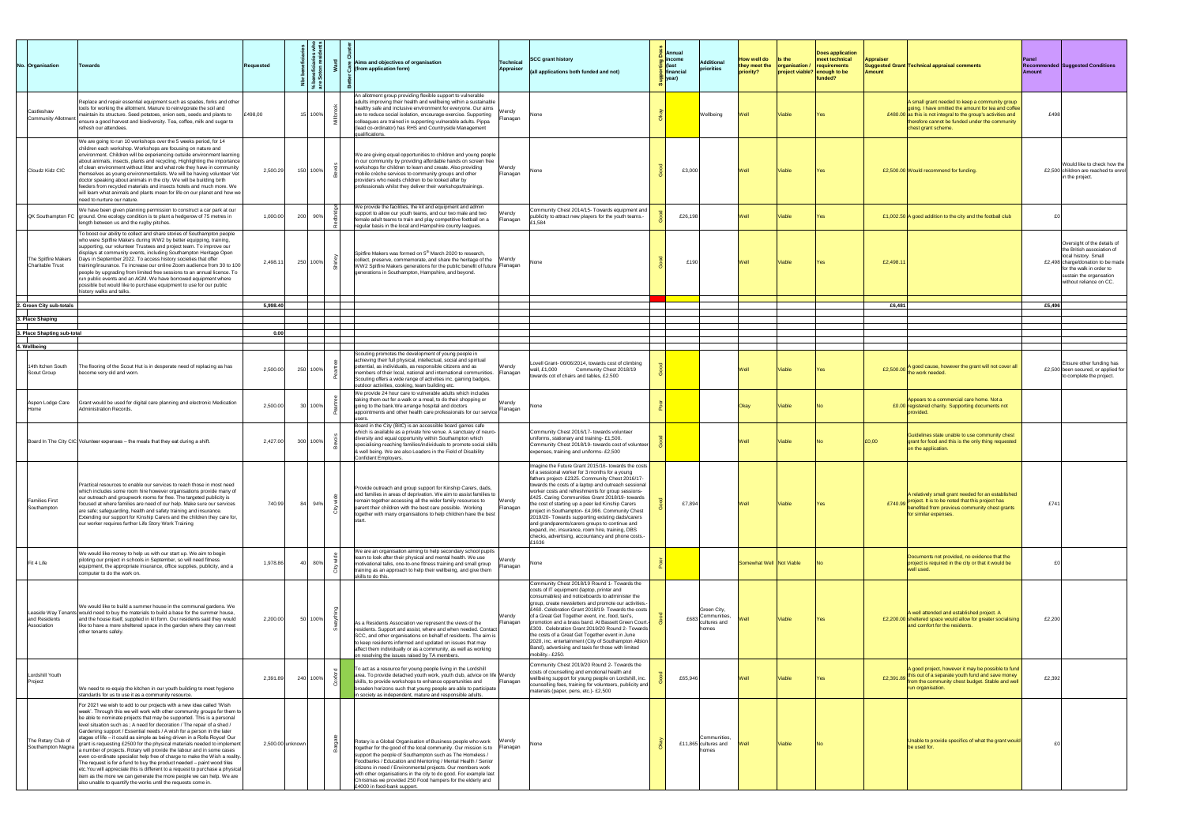| No. | Organisation | Towards | Requested | Nbr beneficiaries | % beneficiaries who are Soton residents | Ward | Better Care Cluster | Aims and objectives of organisation (from application form) | Technical Appraiser | SCC grant history (all applications both funded and not) | Supporting Docs | Annual income (last financial year) | Additional priorities | How well do they meet the priority? | Is the organisation / project viable? | Does application meet technical requirements enough to be funded? | Appraiser Suggested Grant Amount | Technical appraisal comments | Panel Recommended Amount | Suggested Conditions |
|---|---|---|---|---|---|---|---|---|---|---|---|---|---|---|---|---|---|---|---|---|
| | Castleshaw Community Allotment | Replace and repair essential equipment such as spades, forks and other tools for working the allotment. Manure to reinvigorate the soil and maintain its structure. Seed potatoes, onion sets, seeds and plants to ensure a good harvest and biodiversity. Tea, coffee, milk and sugar to refresh our attendees. | £498,00 | 15 | 100% | Millbrook | | An allotment group providing flexible support to vulnerable adults improving their health and wellbeing within a sustainable healthy safe and inclusive environment for everyone. Our aims are to reduce social isolation, encourage exercise. Supporting colleagues are trained in supporting vulnerable adults. Pippa (lead co-ordinator) has RHS and Countryside Management qualifications. | Wendy Flanagan | None | Okay | | Wellbeing | Well | Viable | Yes | £480.00 | A small grant needed to keep a community group going. I have emitted the amount for tea and coffee as this is not integral to the group's activities and therefore cannot be funded under the community chest grant scheme. | £498 | |
| | Cloudz Kidz CIC | We are going to run 10 workshops over the 5 weeks period, for 14 children each workshop. Workshops are focusing on nature and environment. Children will be experiencing outside environment learning about animals, insects, plants and recycling. Highlighting the importance of clean environment without litter and what role they have in community themselves as young environmentalists. We will be having volunteer Vet doctor speaking about animals in the city. We will be building birth feeders from recycled materials and insects hotels and much more. We will learn what animals and plants mean for life on our planet and how we need to nurture our nature. | 2,500.29 | 150 | 100% | Bevois | | We are giving equal opportunities to children and young people in our community by providing affordable hands on screen free workshops for children to learn and create. Also providing mobile crèche services to community groups and other providers who needs children to be looked after by professionals whilst they deliver their workshops/trainings. | Wendy Flanagan | None | Good | £3,000 | | Well | Viable | Yes | £2,500.00 | Would recommend for funding. | £2,500 | Would like to check how the children are reached to enrol in the project. |
| | QK Southampton FC | We have been given planning permission to construct a car park at our ground. One ecology condition is to plant a hedgerow of 75 metres in length between us and the rugby pitches. | 1,000.00 | 200 | 90% | Redbridge | | We provide the facilities, the kit and equipment and admin support to allow our youth teams, and our two male and two female adult teams to train and play competitive football on a regular basis in the local and Hampshire county leagues. | Wendy Flanagan | Community Chest 2014/15- Towards equipment and publicity to attract new players for the youth teams.- £1,584 | Good | £26,198 | | Well | Viable | Yes | £1,002.50 | A good addition to the city and the football club | £0 | |
| | The Spitfire Makers Charitable Trust | To boost our ability to collect and share stories of Southampton people who were Spitfire Makers during WW2 by better equipping, training, supporting, our volunteer Trustees and project team. To improve our displays at community events, including Southampton Heritage Open Days in September 2022. To access history societies that offer training/insurance. To increase our online Zoom audience from 30 to 100 people by upgrading from limited free sessions to an annual licence. To run public events and an AGM. We have borrowed equipment where possible but would like to purchase equipment to use for our public history walks and talks. | 2,498.11 | 250 | 100% | Shirley | | Spitfire Makers was formed on 5th March 2020 to research, collect, preserve, commemorate, and share the heritage of the WW2 Spitfire Makers generations for the public benefit of future generations in Southampton, Hampshire, and beyond. | Wendy Flanagan | None | Good | £190 | | Well | Viable | Yes | £2,498.11 | | £2,498 | Oversight of the details of the British association of local history. Small charge/donation to be made for the walk in order to sustain the organisation without reliance on CC. |
| **2. Green City sub-totals** | | | **5,998.40** | | | | | | | | | | | | | | **£6,481** | | **£5,496** | |
| **3. Place Shaping** | | | | | | | | | | | | | | | | | | | | |
| **3. Place Shapting sub-total** | | | **0.00** | | | | | | | | | | | | | | | | | |
| **4. Wellbeing** | | | | | | | | | | | | | | | | | | | | |
| | 14th Itchen South Scout Group | The flooring of the Scout Hut is in desperate need of replacing as has become very old and worn. | 2,500.00 | 250 | 100% | Peartree | | Scouting promotes the development of young people in achieving their full physical, intellectual, social and spiritual potential, as individuals, as responsible citizens and as members of their local, national and international communities. Scouting offers a wide range of activities inc. gaining badges, outdoor activities, cooking, team building etc. | Wendy Flanagan | Lovell Grant- 06/06/2014, towards cost of climbing wall, £1,000 Community Chest 2018/19 towards cot of chairs and tables, £2,500 | Good | | | Well | Viable | Yes | £2,500.00 | A good cause, however the grant will not cover all the work needed. | £2,500 | Ensure other funding has been secured, or applied for to complete the project. |
| | Aspen Lodge Care Home | Grant would be used for digital care planning and electronic Medication Administration Records. | 2,500.00 | 30 | 100% | Peartree | | We provide 24 hour care to vulnerable adults which includes taking them out for a walk or a meal, to do their shopping or going to the bank.We arrange hospital and doctors appointments and other health care professionals for our service users. | Wendy Flanagan | None | Poor | | | Okay | Viable | No | £0.00 | Appears to a commercial care home. Not a registered charity. Supporting documents not provided. | | |
| | Board In The City CIC | Volunteer expenses – the meals that they eat during a shift. | 2,427.00 | 300 | 100% | Bevois | | Board in the City (BitC) is an accessible board games cafe which is available as a private hire venue. A sanctuary of neuro-diversity and equal opportunity within Southampton which specialising reaching families/individuals to promote social skills & well being. We are also Leaders in the Field of Disability Confident Employers. | | Community Chest 2016/17- towards volunteer uniforms, stationary and training- £1,500. Community Chest 2018/19- towards cost of volunteer expenses, training and uniforms- £2,500 | Good | | | Well | Viable | No | £0.00 | Guidelines state unable to use community chest grant for food and this is the only thing requested on the application. | | |
| | Families First Southampton | Practical resources to enable our services to reach those in most need which includes some room hire however organisations provide many of our outreach and groupwork rooms for free. The targeted publicity is focused at where families are need of our help. Make sure our services are safe; safeguarding, health and safety training and insurance. Extending our support for Kinship Carers and the children they care for, our worker requires further Life Story Work Training | 740.99 | 84 | 94% | City wide | | Provide outreach and group support for Kinship Carers, dads, and families in areas of deprivation. We aim to assist families to remain together accessing all the wider family resources to parent their children with the best care possible. Working together with many organisations to help children have the best start. | Wendy Flanagan | Imagine the Future Grant 2015/16- towards the costs of a sessional worker for 3 months for a young fathers project- £2325. Community Chest 2016/17- towards the costs of a laptop and outreach sessional worker costs and refreshments for group sessions- £425. Caring Communities Grant 2018/19- towards the cost of starting up a peer led Kinship Carers project in Southampton- £4,996. Community Chest 2019/20- Towards supporting existing dads/carers and grandparents/carers groups to continue and expand, inc. insurance, room hire, training, DBS checks, advertising, accountancy and phone costs.- £1636 | Good | £7,894 | | Well | Viable | Yes | £740.99 | A relatively small grant needed for an established project. It is to be noted that this project has benefited from previous community chest grants for similar expenses. | £741 | |
| | Fit 4 Life | We would like money to help us with our start up. We aim to begin piloting our project in schools in September, so will need fitness equipment, the appropriate insurance, office supplies, publicity, and a computer to do the work on. | 1,978.86 | 40 | 80% | City wide | | We are an organisation aiming to help secondary school pupils learn to look after their physical and mental health. We use motivational talks, one-to-one fitness training and small group training as an approach to help their wellbeing, and give them skills to do this. | Wendy Flanagan | None | Poor | | | Somewhat Well | Not Viable | No | | Documents not provided, no evidence that the project is required in the city or that it would be well used. | £0 | |
| | Leaside Way Tenants and Residents Association | We would like to build a summer house in the communal gardens. We would need to buy the materials to build a base for the summer house, and the house itself, supplied in kit form. Our residents said they would like to have a more sheltered space in the garden where they can meet other tenants safely. | 2,200.00 | 50 | 100% | Swaythling | | As a Residents Association we represent the views of the residents. Support and assist, where and when needed. Contact SCC, and other organisations on behalf of residents. The aim is to keep residents informed and updated on issues that may affect them individually or as a community, as well as working on resolving the issues raised by TA members. | Wendy Flanagan | Community Chest 2018/19 Round 1- Towards the costs of IT equipment (laptop, printer and consumables) and noticeboards to administer the group, create newsletters and promote our activities.- £460. Celebration Grant 2018/19- Towards the costs of a Great Get Together event, inc. food, taxi's, promotion and a brass band. At Bassett Green Court,- £303. Celebration Grant 2019/20 Round 2- Towards the costs of a Great Get Together event in June 2020, inc. entertainment (City of Southampton Albion Band), advertising and taxis for those with limited mobility.- £250. | Good | £683 | Green City, Communities, cultures and homes | Well | Viable | Yes | £2,200.00 | A well attended and established project. A sheltered space would allow for greater socialising and comfort for the residents. | £2,200 | |
| | Lordshill Youth Project | We need to re-equip the kitchen in our youth building to meet hygiene standards for us to use it as a community resource. | 2,391.89 | 240 | 100% | Coxford | | To act as a resource for young people living in the Lordshill area. To provide detached youth work, youth club, advice on life skills, to provide workshops to enhance opportunities and broaden horizons such that young people are able to participate in society as independent, mature and responsible adults. | Wendy Flanagan | Community Chest 2019/20 Round 2- Towards the costs of counselling and emotional health and wellbeing support for young people on Lordshill, inc. counselling fees, training for volunteers, publicity and materials (paper, pens, etc.)- £2,500 | Good | £65,946 | | Well | Viable | Yes | £2,391.89 | A good project, however it may be possible to fund this out of a separate youth fund and save money from the community chest budget. Stable and well run organisation. | £2,392 | |
| | The Rotary Club of Southampton Magna | For 2021 we wish to add to our projects with a new idea called 'Wish week'. Through this we will work with other community groups for them to be able to nominate projects that may be supported. This is a personal level situation such as ; A need for decoration / The repair of a shed / Gardening support / Essential needs / A wish for a person in the later stages of life – it could as simple as being driven in a Rolls Royce! Our grant is requesting £2500 for the physical materials needed to implement a number of projects. Rotary will provide the labour and in some cases even co-ordinate specialist help free of charge to make the Wish a reality. The request is for a fund to buy the product needed – paint wood tiles etc.You will appreciate this is different to a request to purchase a physical item as the more we can generate the more people we can help. We are also unable to quantify the works until the requests come in. | 2,500.00 | unknown | | Bargate | | Rotary is a Global Organisation of Business people who work together for the good of the local community. Our mission is to support the people of Southampton such as The Homeless / Foodbanks / Education and Mentoring / Mental Health / Senior citizens in need / Environmental projects. Our members work with other organisations in the city to do good. For example last Christmas we provided 250 Food hampers for the elderly and £4000 in food-bank support. | Wendy Flanagan | None | Okay | £11,865 | Communities, cultures and homes | Well | Viable | No | | Unable to provide specifics of what the grant would be used for. | £0 | |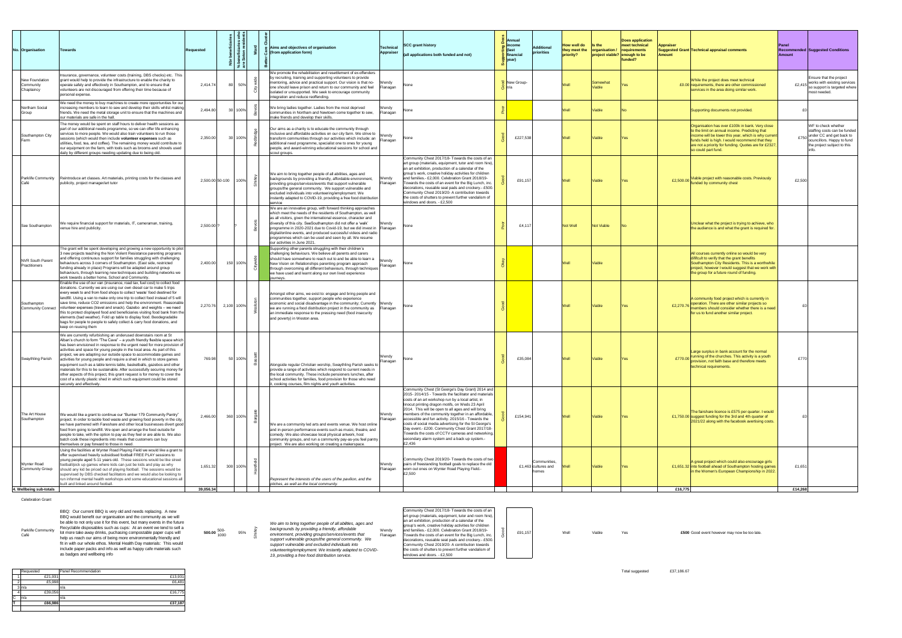| No. | Organisation | Towards | Requested | Nbr beneficiaries | % beneficiaries who are Soton residents | Ward | Better Care Cluster | Aims and objectives of organisation (from application form) | Technical Appraiser | SCC grant history (all applications both funded and not) | Supporting Docs | Annual income (last financial year) | Additional priorities | How well do they meet the priority? | Is the organisation / project viable? | Does application meet technical requirements enough to be funded? | Appraiser Suggested Grant Amount | Technical appraisal comments | Panel Recommended Amount | Suggested Conditions |
|---|---|---|---|---|---|---|---|---|---|---|---|---|---|---|---|---|---|---|---|---|
| | New Foundation Community Chaplaincy | Insurance, governance, volunteer costs (training, DBS checks) etc. This grant would help to provide the infrastructure to enable the charity to operate safely and effectively in Southampton, and to ensure that volunteers are not discouraged from offering their time because of personal expense. | 2,414.74 | 80 | 50% | City wide | | We promote the rehabilitation and resettlement of ex-offenders by recruiting, training and supporting volunteers to provide mentoring, advice and practical support. Our vision is that no-one should leave prison and return to our community and feel isolated or unsupported. We seek to encourage community integration and reduce reoffending. | Wendy Flanagan | None | Good | New Group- n/a | | Well | Somewhat Viable | Yes | £0.00 | While the project does meet technical requirements, there are other commissioned services in the area doing similar work. | £2,415 | Ensure that the project works with existing services so support is targeted where most needed. |
| | Northam Social Group | We need the money to buy machines to create more opportunities for our increasing members to learn to sew and develop their skills whilst making friends. We need the metal storage unit to ensure that the machines and our materials are safe in the hall. | 2,494.80 | 30 | 100% | Bevois | | We bring ladies together. Ladies from the most deprived communities in Northam and Newtown come together to sew, make friends and develop their skills. | Wendy Flanagan | None | Poor | | | Well | Viable | No | | Supporting documents not provided. | £0 | |
| | Southampton City Farm | The money would be spent on staff hours to deliver health sessions as part of our additional needs programme, so we can offer life enhancing services to more people. We would also train volunteers to run those sessions (which would then include **volunteer expenses** such as utilities, food, tea, and coffee). The remaining money would contribute to our equipment on the farm, with tools such as brooms and shovels used daily by different groups needing updating due to being old. | 2,350.00 | 30 | 100% | Redbridge | | Our aims as a charity is to educate the community through inclusive and affordable activities on our city farm. We strive to transform communities through our activities which include: an additional need programme, specialist one to ones for young people, and award-winning educational sessions for school and scout groups. | Wendy Flanagan | None | Good | £227,538 | | Well | Viable | Yes | | Organisation has over £100k in bank. Very close to the limit on annual income. Predicting that income will be lower this year, which is why current funds held is high. I would recommend that they are not a priority for funding. Quotes are for £2327, so could part fund. | £750 | WF to check whether staffing costs can be funded under CC and get back to councillors. Happy to fund the project subject to this info. |
| | Parklife Community Café | Reintroduce art classes. Art materials, printing costs for the classes and publicity, project manager/art tutor | 2,500.00 | 50-100 | 100% | Shirley | | We aim to bring together people of all abilities, ages and backgrounds by providing a friendly, affordable environment, providing groups/services/events that support vulnerable groups/the general community. We support vulnerable and excluded individuals into volunteering/employment. We instantly adapted to COVID-19, providing a free food distribution service | Wendy Flanagan | Community Chest 2017/18- Towards the costs of an art group (materials, equipment, tutor and room hire), an art exhibition, production of a calendar of the group's work, creative holiday activities for children and families.- £2,000. Celebration Grant 2018/19- Towards the costs of an event for the Big Lunch, inc. decorations, reusable seat pads and crockery.- £500. Community Chest 2019/20- A contribution towards the costs of shutters to prevent further vandalism of windows and doors. - £2,500 | Good | £91,157 | | Well | Viable | Yes | £2,500.00 | Viable project with reasonable costs. Previously funded by community chest | £2,500 | |
| | See Southampton | We require financial support for materials, IT, cameraman, training, venue hire and publicity. | 2,500.00 | ? | ? | Bevois | | We are an innovative group, with forward thinking approaches which meet the needs of the residents of Southampton, as well as all visitors, given the international essence, character and diversity of this city. SeeSouthampton did not offer a 'walk' programme in 2020-2021 due to Covid-19, but we did invest in digital/online events, and produced successful videos and radio programmes which can be used and seen by all. We resume our activities in June 2021. | Wendy Flanagan | None | Poor | £4,117 | | Not Well | Not Viable | No | | Unclear what the project is trying to achieve, who the audience is and what the grant is required for. | | |
| | NVR South Parent Practitioners | The grant will be spent developing and growing a new opportunity to pilot 3 new projects teaching the Non Violent Resistance parenting programs and offering continuous support for families struggling with challenging behaviours across 3 corners of Southampton. (East side, restricted funding already in place) Programs will be adapted around group behaviours, through learning new techniques and building networks we work towards a better home, School and Community. | 2,400.00 | 150 | 100% | Citywide | Citywide | Supporting other parents struggling with their children's challenging behaviours. We believe all parents and carers should have somewhere to reach out to and be able to learn a New Vision on Relationships parenting program approach through overcoming all different behaviours, through techniques we have used and learnt along our own lived experience journeys. | Wendy Flanagan | None | Okay | | | Well | Viable | | | All courses currently online so would be very difficult to verify that the grant benefits Southampton City Residents. This is a worthwhile project, however I would suggest that we work with the group for a future round of funding. | | |
| | Southampton Community Connect | Enable the use of our van (insurance, road tax, fuel cost) to collect food donations. Currently we are using our own diesel car to make 5 trips every week to and from food shops to collect 'waste' food destined for landfill. Using a van to make only one trip to collect food instead of 5 will save time, reduce CO2 emissions and help the environment. Reasonable volunteer expenses (travel and snack). Gazebo and weights – we need this to protect displayed food and beneficiaries visiting food bank from the elements (bad weather). Fold up table to display food. Beodegradable bags for people to people to safely collect & carry food donations, and keep on reusing them | 2,270.76 | 2,100 | 100% | Woolston | | Amongst other aims, we exist to: engage and bring people and communities together, support people who experience economic and social disadvantage in the community. Currently we are running a food distribution project in the community as an immediate response to the pressing need (food insecurity and poverty) in Weston area. | Wendy Flanagan | None | Good | | | Well | Viable | Yes | £2,270.76 | A community food project which is currently in operation. There are other similar projects so members should consider whether there is a need for us to fund another similar project. | £0 | |
| | Swaythling Parish | We are currently refurbishing an underused downstairs room at St Alban's church to form "The Cave" – a youth friendly flexible space which has been envisioned in response to the urgent need for more provision of activities and space for young people in the local area. As part of this project, we are adapting our outside space to accommodate games and activities for young people and require a shed in which to store games equipment such as a table tennis table, basketballs, gazebos and other materials for this to be sustainable. After successfully securing money for other aspects of this project, this grant request is for money to cover the cost of a sturdy plastic shed in which such equipment could be stored securely and effectively. | 769.98 | 50 | 100% | Bassett | | Alongside regular Christian worship, Swaythling Parish seeks to provide a range of activities which respond to current needs in the local community. These include pensioners lunches, after school activities for families, food provision for those who need it, cooking courses, film nights and youth activities. | Wendy Flanagan | None | Good | £35,084 | | Well | Viable | Yes | £770.00 | Large surplus in bank account for the normal running of the churches. This activity is a youth provision, not faith base and therefore meets technical requirements. | £770 | |
| | The Art House Southampton | We would like a grant to continue our "Bunker 179 Community Pantry" project. In order to tackle food waste and growing food poverty in the city, we have partnered with Fareshare and other local businesses divert good food from going to landfill. We open and arrange the food outside for people to take; with the option to pay as they feel or are able to. We also batch cook these ingredients into meals that customers can buy themselves or pay forward to those in need. | 2,466.00 | 360 | 100% | Bargate | | We are a community led arts and events venue. We host online and in-person performance events such as music, theatre, and comedy. We also showcase local physical artwork, host community groups, and run a community pay-as-you feel pantry project. We are also working on creating a makerspace. | Wendy Flanagan | Community Chest (St George's Day Grant) 2014 and 2015- 2014/15 - Towards the facilitator and materials costs of an art workshop run by a local artist, in linocut printing dragon motifs, on Weds 23 April 2014. This will be open to all ages and will bring members of the community together in an affordable, accessible and fun activity. 2015/16 - Towards the costs of social media advertising for the St George's Day event.- £200. Community Chest Grant 2017/18- Towards the costs of CCTV cameras and networking, secondary alarm system and a back up system.- £2,436 | Good | £154,941 | | Well | Viable | Yes | £1,750.00 | The fairshare licence is £575 per quarter. I would suggest funding for the 3rd and 4th quarter of 2021/22 along with the facebook avertising costs. | £0 | |
| | Wynter Road Community Group | Using the facilities at Wynter Road Playing Field we would like a grant to offer supervised heavily subsidised football FREE PLAY sessions to young people aged 5-11 years old. These sessions would be like street football/pick up games where kids can just be kids and play as why should any kid be priced out of playing football. The sessions would be supervised by DBS checked facilitators and we would also be looking to run informal mental health workshops and some educational sessions all built and linked around football. | 1,651.32 | 300 | 100% | Harefield | | Represent the interests of the users of the pavilion, and the pitches, as well as the local community. | Wendy Flanagan | Community Chest 2019/20- Towards the costs of two pairs of freestanding football goals to replace the old worn out ones on Wynter Road Playing Field.- £2,500 | | £1,463 | Communities, cultures and homes | Well | Viable | Yes | £1,651.32 | A great project which could also encourage girls into football ahead of Southampton hosting games in the Women's European Championship in 2022. | £1,651 | |
| 4. Wellbeing sub-totals | | | 39,056.34 | | | | | | | | | | | | | | £16,775 | | £14,268 | |

Celebration Grant

| Organisation | Towards | Requested | Nbr beneficiaries | % Soton residents | Ward | Aims and objectives | Technical Appraiser | SCC grant history | Supporting Docs | Annual income | How well | Viable | Meets requirements | Comments |
|---|---|---|---|---|---|---|---|---|---|---|---|---|---|---|
| Parklife Community Café | BBQ: Our current BBQ is very old and needs replacing. A new BBQ would benefit our organisation and the community as we will be able to not only use it for this event, but many events in the future Recyclable disposables such as cups: At an event we tend to sell a lot more take away drinks, puchasing compostable paper cups will help us reach our aims of being more environmentally friendly and fit in with our whole ethos. Mental Health Day materials: This would include paper packs and info as well as happy cafe materials such as badges and wellbeing info | 500.00 | 500-1000 | 95% | Shirley | *We aim to bring together people of all abilities, ages and backgrounds by providing a friendly, affordable environment, providing groups/services/events that support vulnerable groups/the general community. We support vulnerable and excluded individuals into volunteering/employment. We instantly adapted to COVID-19, providing a free food distribution service.* | Wendy Flanagan | Community Chest 2017/18- Towards the costs of an art group (materials, equipment, tutor and room hire), an art exhibition, production of a calendar of the group's work, creative holiday activities for children and families.- £2,000. Celebration Grant 2018/19- Towards the costs of an event for the Big Lunch, inc. decorations, reusable seat pads and crockery.- £500. Community Chest 2019/20- A contribution towards the costs of shutters to prevent further vandalism of windows and doors. - £2,500 | Good | £91,157 | Well | Viable | Yes | **£500** Good event however may now be too late. |

Total suggested £37,186.67

| | Requested | Panel Recommendation |
|---|---|---|
| 1 | £21,931 | £13,931 |
| 2 | £5,998 | £6,481 |
| 3 | n/a | n/a |
| 4 | £39,056 | £16,775 |
| C | n/a | n/a |
| T | £66,986 | £37,187 |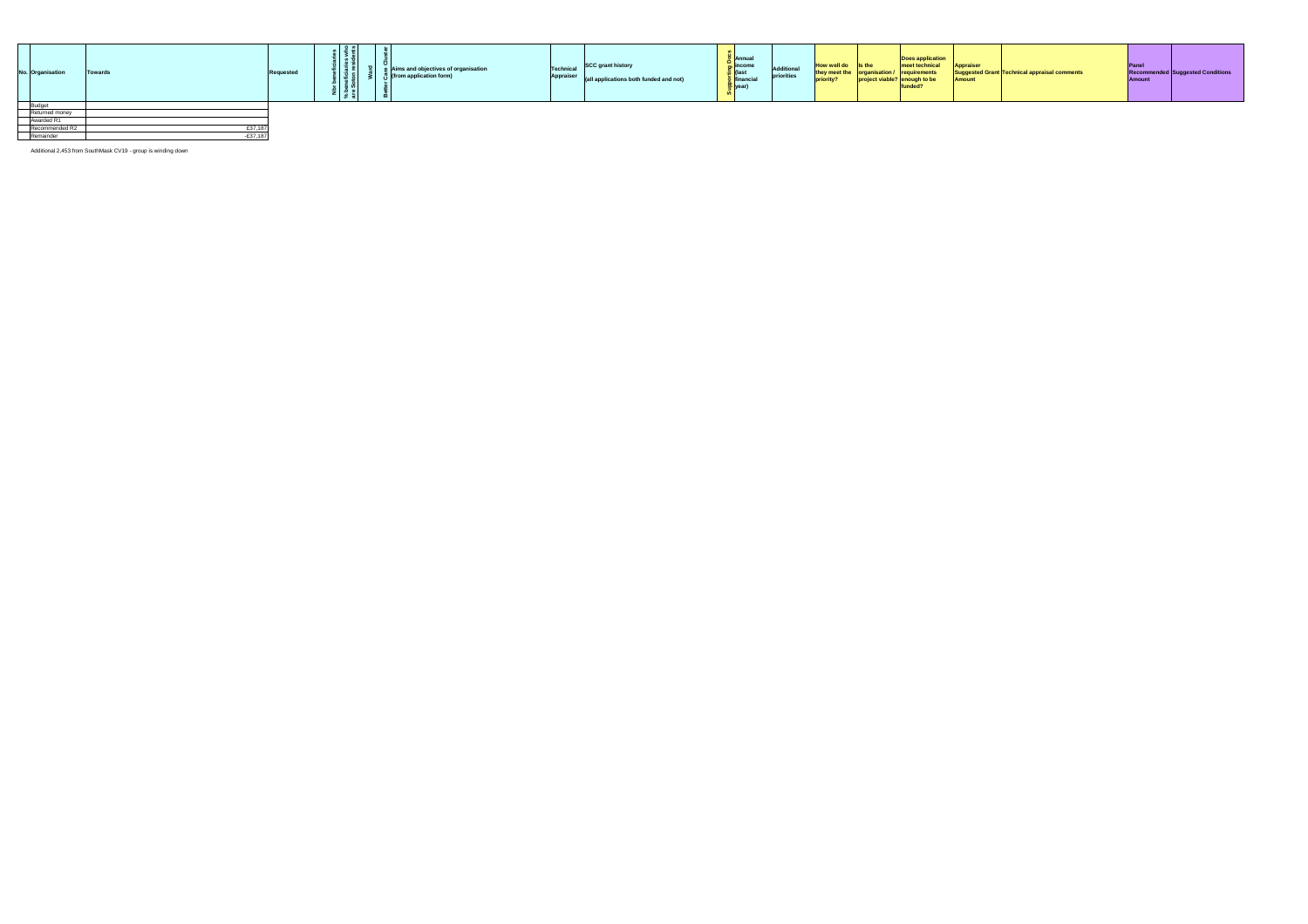| No. | Organisation | Towards | Requested | Nbr beneficiaries | % beneficiaries who are Sutton residents | Ward | Better Care Cluster | Aims and objectives of organisation (from application form) | Technical Appraiser | SCC grant history (all applications both funded and not) | Supporting Docs | Annual income (last financial year) | Additional priorities | How well do they meet the priority? | Is the organisation / project viable? | Does application meet technical requirements enough to be funded? | Appraiser Suggested Grant Amount | Technical appraisal comments | Panel Recommended Amount | Suggested Conditions |
|---|---|---|---|---|---|---|---|---|---|---|---|---|---|---|---|---|---|---|---|---|

| | |
|---|---|
| Budget | |
| Returned money | |
| Awarded R1 | |
| Recommended R2 | £37,187 |
| Remainder | -£37,187 |

Additional 2,453 from SouthMask CV19 - group is winding down